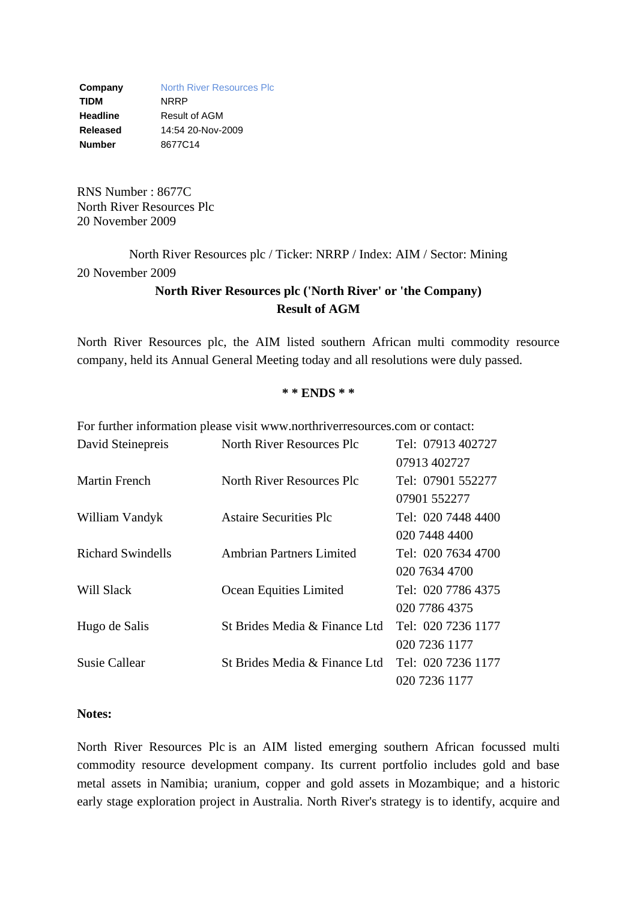| | |
|---|---|
| **Company** | North River Resources Plc |
| **TIDM** | NRRP |
| **Headline** | Result of AGM |
| **Released** | 14:54 20-Nov-2009 |
| **Number** | 8677C14 |

RNS Number : 8677C
North River Resources Plc
20 November 2009

North River Resources plc / Ticker: NRRP / Index: AIM / Sector: Mining

20 November 2009

**North River Resources plc ('North River' or 'the Company)**

**Result of AGM**

North River Resources plc, the AIM listed southern African multi commodity resource company, held its Annual General Meeting today and all resolutions were duly passed.

**\* \* ENDS \* \***

For further information please visit www.northriverresources.com or contact:

| | | |
|---|---|---|
| David Steinepreis | North River Resources Plc | Tel: 07913 402727 07913 402727 |
| Martin French | North River Resources Plc | Tel: 07901 552277 07901 552277 |
| William Vandyk | Astaire Securities Plc | Tel: 020 7448 4400 020 7448 4400 |
| Richard Swindells | Ambrian Partners Limited | Tel: 020 7634 4700 020 7634 4700 |
| Will Slack | Ocean Equities Limited | Tel: 020 7786 4375 020 7786 4375 |
| Hugo de Salis | St Brides Media & Finance Ltd | Tel: 020 7236 1177 020 7236 1177 |
| Susie Callear | St Brides Media & Finance Ltd | Tel: 020 7236 1177 020 7236 1177 |

**Notes:**

North River Resources Plc is an AIM listed emerging southern African focussed multi commodity resource development company. Its current portfolio includes gold and base metal assets in Namibia; uranium, copper and gold assets in Mozambique; and a historic early stage exploration project in Australia. North River's strategy is to identify, acquire and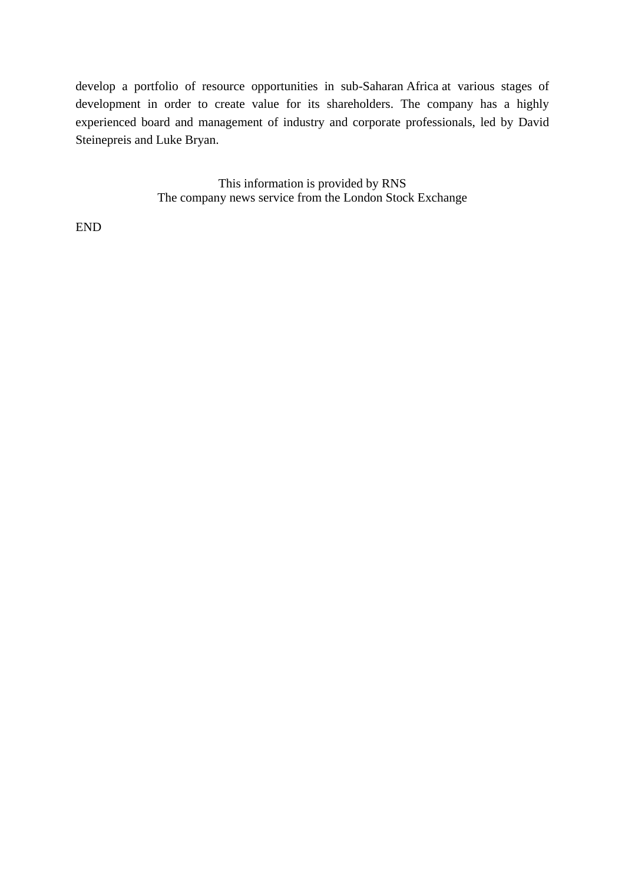develop a portfolio of resource opportunities in sub-Saharan Africa at various stages of development in order to create value for its shareholders. The company has a highly experienced board and management of industry and corporate professionals, led by David Steinepreis and Luke Bryan.

This information is provided by RNS
The company news service from the London Stock Exchange

END